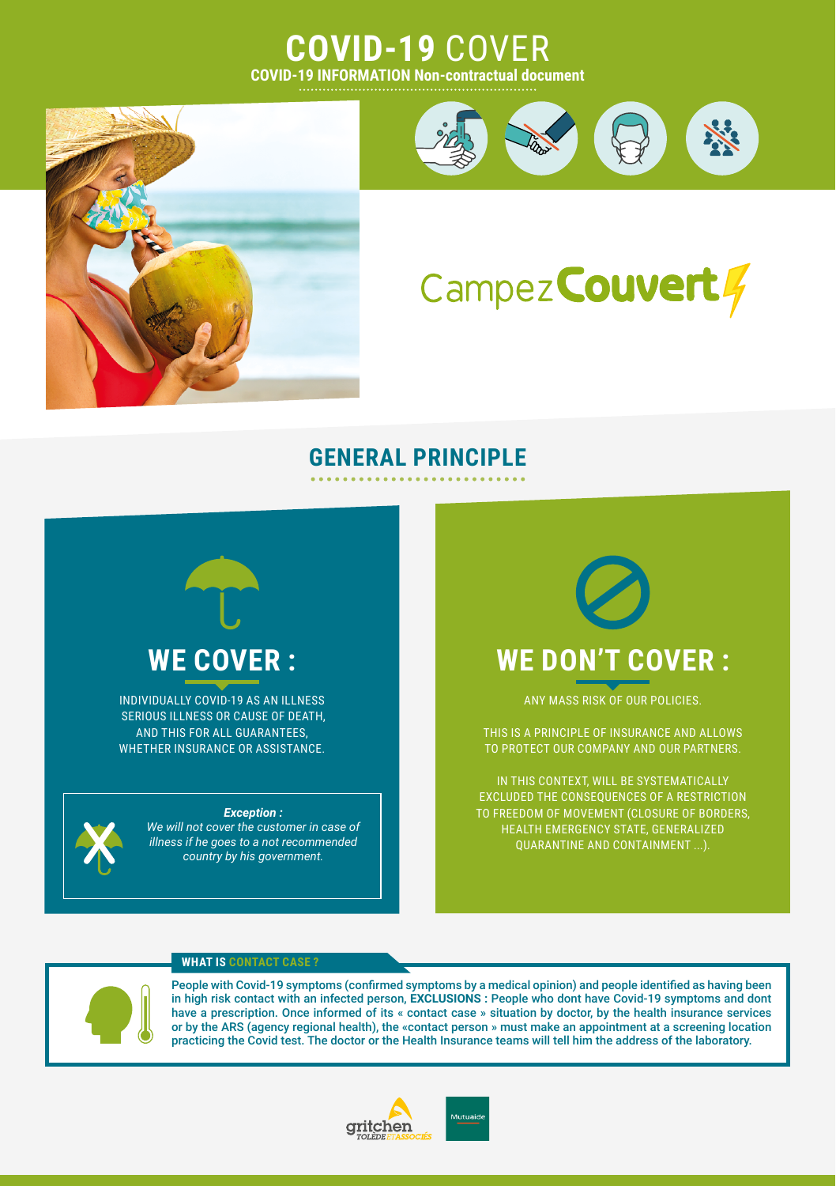# COVID-19 COVER

**COVID-19 INFORMATION Non-contractual document**

CampezCouvert

## GENERAL PRINCIPLE

### WE COVER :

INDIVIDUALLY COVID-19 AS AN ILLNESS SERIOUS ILLNESS OR CAUSE OF DEATH, AND THIS FOR ALL GUARANTEES, WHETHER INSURANCE OR ASSISTANCE.

***Exception :***

*We will not cover the customer in case of illness if he goes to a not recommended country by his government.*

### WE DON'T COVER :

ANY MASS RISK OF OUR POLICIES.

THIS IS A PRINCIPLE OF INSURANCE AND ALLOWS TO PROTECT OUR COMPANY AND OUR PARTNERS.

IN THIS CONTEXT, WILL BE SYSTEMATICALLY EXCLUDED THE CONSEQUENCES OF A RESTRICTION TO FREEDOM OF MOVEMENT (CLOSURE OF BORDERS, HEALTH EMERGENCY STATE, GENERALIZED QUARANTINE AND CONTAINMENT ...).

**WHAT IS CONTACT CASE ?**

People with Covid-19 symptoms (confirmed symptoms by a medical opinion) and people identified as having been in high risk contact with an infected person, **EXCLUSIONS :** People who dont have Covid-19 symptoms and dont have a prescription. Once informed of its « contact case » situation by doctor, by the health insurance services or by the ARS (agency regional health), the «contact person » must make an appointment at a screening location practicing the Covid test. The doctor or the Health Insurance teams will tell him the address of the laboratory.

gritchen TOLÈDE ET ASSOCIÉS

Mutuaide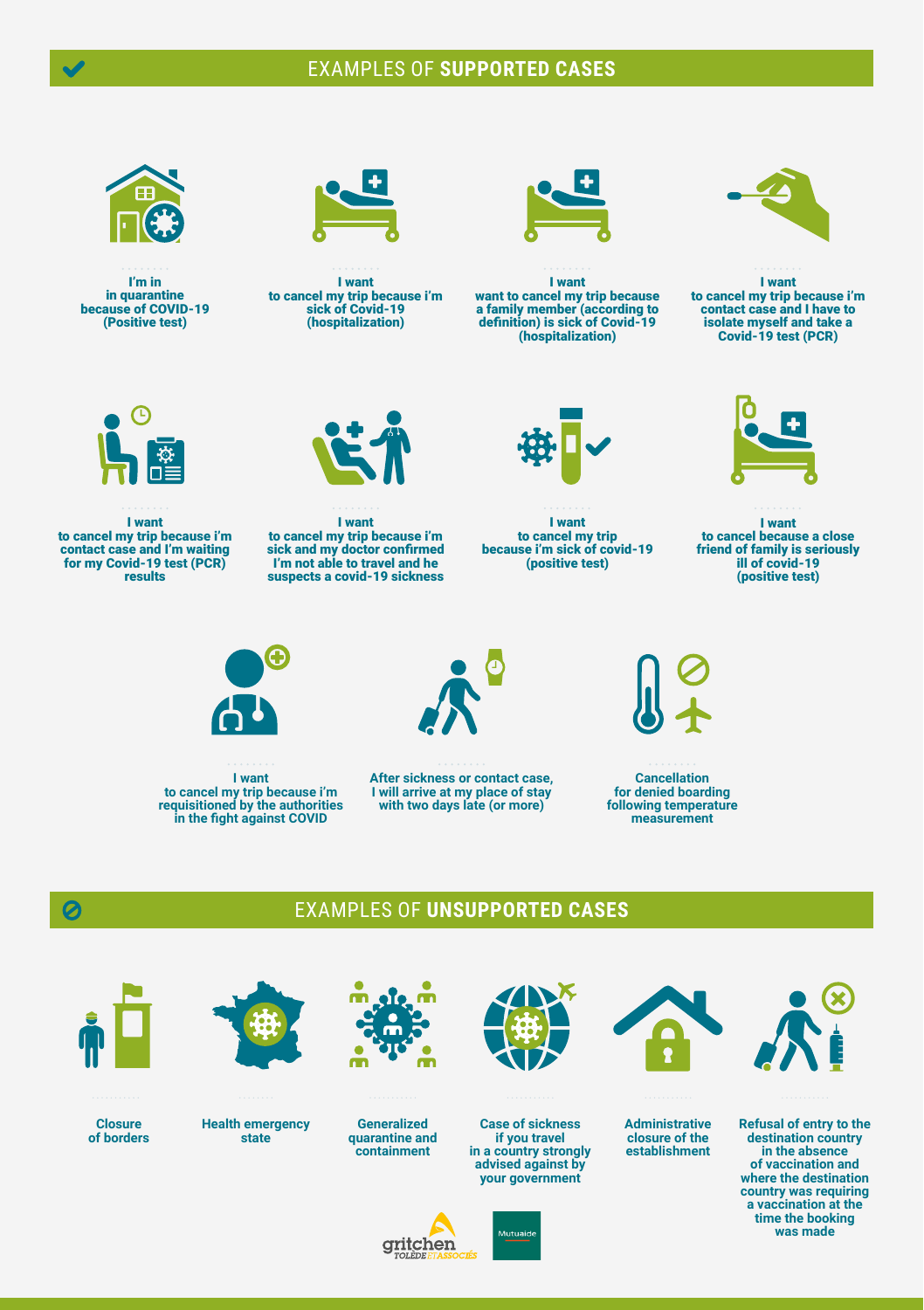## EXAMPLES OF **SUPPORTED CASES**

**I'm in in quarantine because of COVID-19 (Positive test)**

**I want to cancel my trip because i'm sick of Covid-19 (hospitalization)**

**I want want to cancel my trip because a family member (according to definition) is sick of Covid-19 (hospitalization)**

**I want to cancel my trip because i'm contact case and I have to isolate myself and take a Covid-19 test (PCR)**

**I want to cancel my trip because i'm contact case and I'm waiting for my Covid-19 test (PCR) results**

**I want to cancel my trip because i'm sick and my doctor confirmed I'm not able to travel and he suspects a covid-19 sickness**

**I want to cancel my trip because i'm sick of covid-19 (positive test)**

**I want to cancel because a close friend of family is seriously ill of covid-19 (positive test)**

**I want to cancel my trip because i'm requisitioned by the authorities in the fight against COVID**

**After sickness or contact case, I will arrive at my place of stay with two days late (or more)**

**Cancellation for denied boarding following temperature measurement**

## EXAMPLES OF **UNSUPPORTED CASES**

**Closure of borders**

**Health emergency state**

**Generalized quarantine and containment**

**Case of sickness if you travel in a country strongly advised against by your government**

**Administrative closure of the establishment**

**Refusal of entry to the destination country in the absence of vaccination and where the destination country was requiring a vaccination at the time the booking was made**

gritchen TOLÈDE ET ASSOCIÉS

Mutuaide